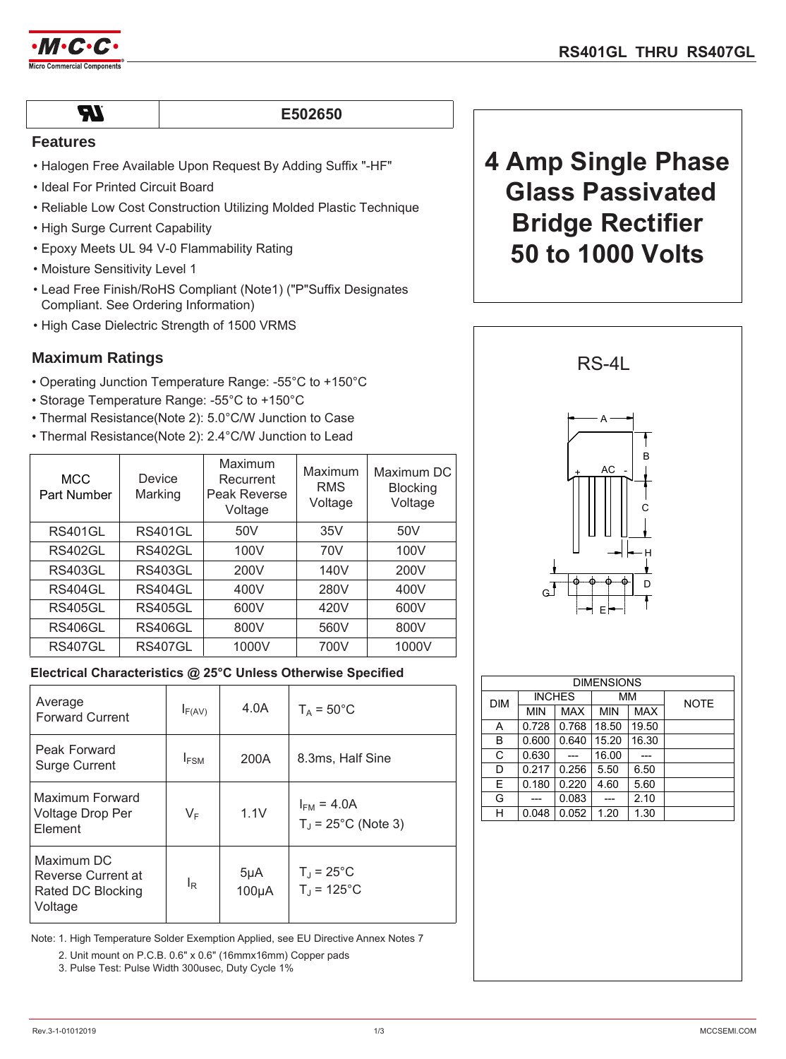**RS401GL THRU RS407GL**

| UL | E502650 |
|---|---|

## Features

- Halogen Free Available Upon Request By Adding Suffix "-HF"
- Ideal For Printed Circuit Board
- Reliable Low Cost Construction Utilizing Molded Plastic Technique
- High Surge Current Capability
- Epoxy Meets UL 94 V-0 Flammability Rating
- Moisture Sensitivity Level 1
- Lead Free Finish/RoHS Compliant (Note1) ("P"Suffix Designates Compliant. See Ordering Information)
- High Case Dielectric Strength of 1500 VRMS

# 4 Amp Single Phase Glass Passivated Bridge Rectifier 50 to 1000 Volts

## Maximum Ratings

- Operating Junction Temperature Range: -55°C to +150°C
- Storage Temperature Range: -55°C to +150°C
- Thermal Resistance(Note 2): 5.0°C/W Junction to Case
- Thermal Resistance(Note 2): 2.4°C/W Junction to Lead

| MCC Part Number | Device Marking | Maximum Recurrent Peak Reverse Voltage | Maximum RMS Voltage | Maximum DC Blocking Voltage |
|---|---|---|---|---|
| RS401GL | RS401GL | 50V | 35V | 50V |
| RS402GL | RS402GL | 100V | 70V | 100V |
| RS403GL | RS403GL | 200V | 140V | 200V |
| RS404GL | RS404GL | 400V | 280V | 400V |
| RS405GL | RS405GL | 600V | 420V | 600V |
| RS406GL | RS406GL | 800V | 560V | 800V |
| RS407GL | RS407GL | 1000V | 700V | 1000V |

### Electrical Characteristics @ 25°C Unless Otherwise Specified

| | | | |
|---|---|---|---|
| Average Forward Current | $I_{F(AV)}$ | 4.0A | $T_A$ = 50°C |
| Peak Forward Surge Current | $I_{FSM}$ | 200A | 8.3ms, Half Sine |
| Maximum Forward Voltage Drop Per Element | $V_F$ | 1.1V | $I_{FM}$ = 4.0A<br>$T_J$ = 25°C (Note 3) |
| Maximum DC Reverse Current at Rated DC Blocking Voltage | $I_R$ | 5μA<br>100μA | $T_J$ = 25°C<br>$T_J$ = 125°C |

Note: 1. High Temperature Solder Exemption Applied, see EU Directive Annex Notes 7

2. Unit mount on P.C.B. 0.6" x 0.6" (16mmx16mm) Copper pads

3. Pulse Test: Pulse Width 300usec, Duty Cycle 1%

RS-4L

| DIM | INCHES | | MM | | NOTE |
|---|---|---|---|---|---|
| | MIN | MAX | MIN | MAX | |
| A | 0.728 | 0.768 | 18.50 | 19.50 | |
| B | 0.600 | 0.640 | 15.20 | 16.30 | |
| C | 0.630 | --- | 16.00 | --- | |
| D | 0.217 | 0.256 | 5.50 | 6.50 | |
| E | 0.180 | 0.220 | 4.60 | 5.60 | |
| G | --- | 0.083 | --- | 2.10 | |
| H | 0.048 | 0.052 | 1.20 | 1.30 | |

Rev.3-1-01012019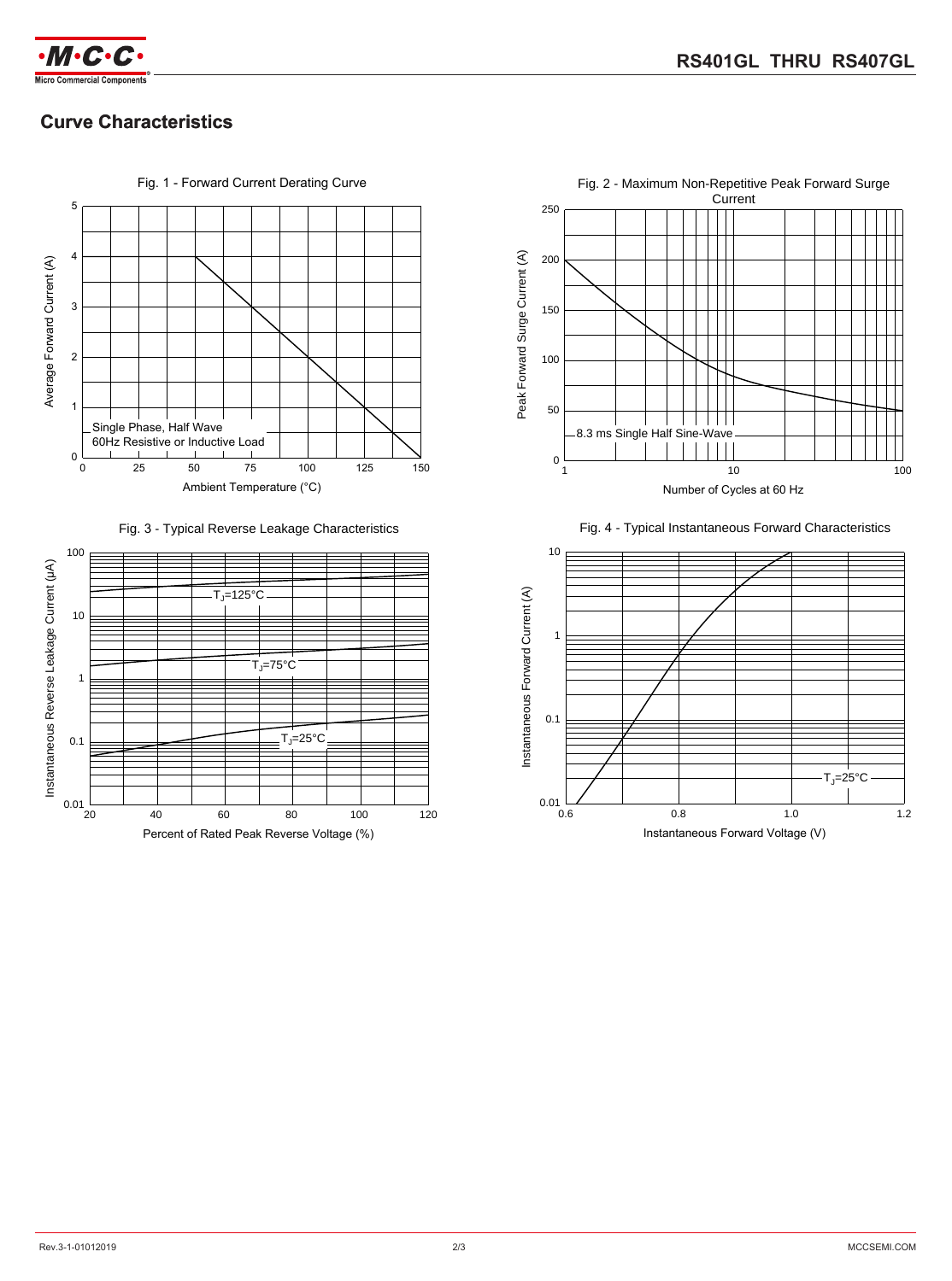## Curve Characteristics

Fig. 1 - Forward Current Derating Curve

Average Forward Current (A)

Single Phase, Half Wave
60Hz Resistive or Inductive Load

Ambient Temperature (°C)

Fig. 2 - Maximum Non-Repetitive Peak Forward Surge Current

Peak Forward Surge Current (A)

8.3 ms Single Half Sine-Wave

Number of Cycles at 60 Hz

Fig. 3 - Typical Reverse Leakage Characteristics

Instantaneous Reverse Leakage Current (µA)

$T_J$=125°C

$T_J$=75°C

$T_J$=25°C

Percent of Rated Peak Reverse Voltage (%)

Fig. 4 - Typical Instantaneous Forward Characteristics

Instantaneous Forward Current (A)

$T_J$=25°C

Instantaneous Forward Voltage (V)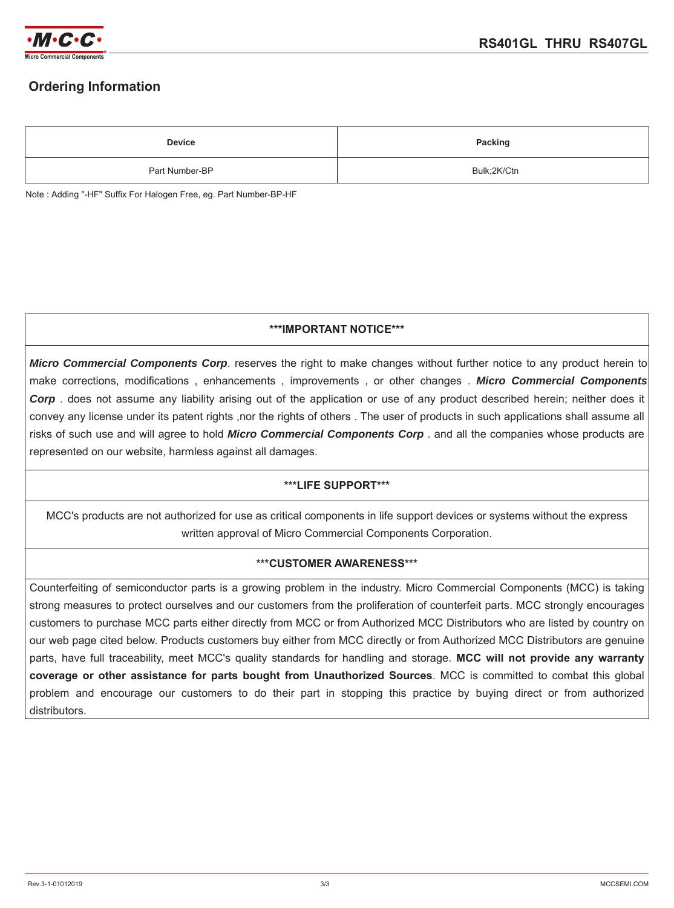## Ordering Information

| Device | Packing |
|---|---|
| Part Number-BP | Bulk;2K/Ctn |

Note : Adding "-HF" Suffix For Halogen Free, eg. Part Number-BP-HF

### ***IMPORTANT NOTICE***

***Micro Commercial Components Corp***. reserves the right to make changes without further notice to any product herein to make corrections, modifications , enhancements , improvements , or other changes . ***Micro Commercial Components Corp*** . does not assume any liability arising out of the application or use of any product described herein; neither does it convey any license under its patent rights ,nor the rights of others . The user of products in such applications shall assume all risks of such use and will agree to hold ***Micro Commercial Components Corp*** . and all the companies whose products are represented on our website, harmless against all damages.

### ***LIFE SUPPORT***

MCC's products are not authorized for use as critical components in life support devices or systems without the express written approval of Micro Commercial Components Corporation.

### ***CUSTOMER AWARENESS***

Counterfeiting of semiconductor parts is a growing problem in the industry. Micro Commercial Components (MCC) is taking strong measures to protect ourselves and our customers from the proliferation of counterfeit parts. MCC strongly encourages customers to purchase MCC parts either directly from MCC or from Authorized MCC Distributors who are listed by country on our web page cited below. Products customers buy either from MCC directly or from Authorized MCC Distributors are genuine parts, have full traceability, meet MCC's quality standards for handling and storage. **MCC will not provide any warranty coverage or other assistance for parts bought from Unauthorized Sources**. MCC is committed to combat this global problem and encourage our customers to do their part in stopping this practice by buying direct or from authorized distributors.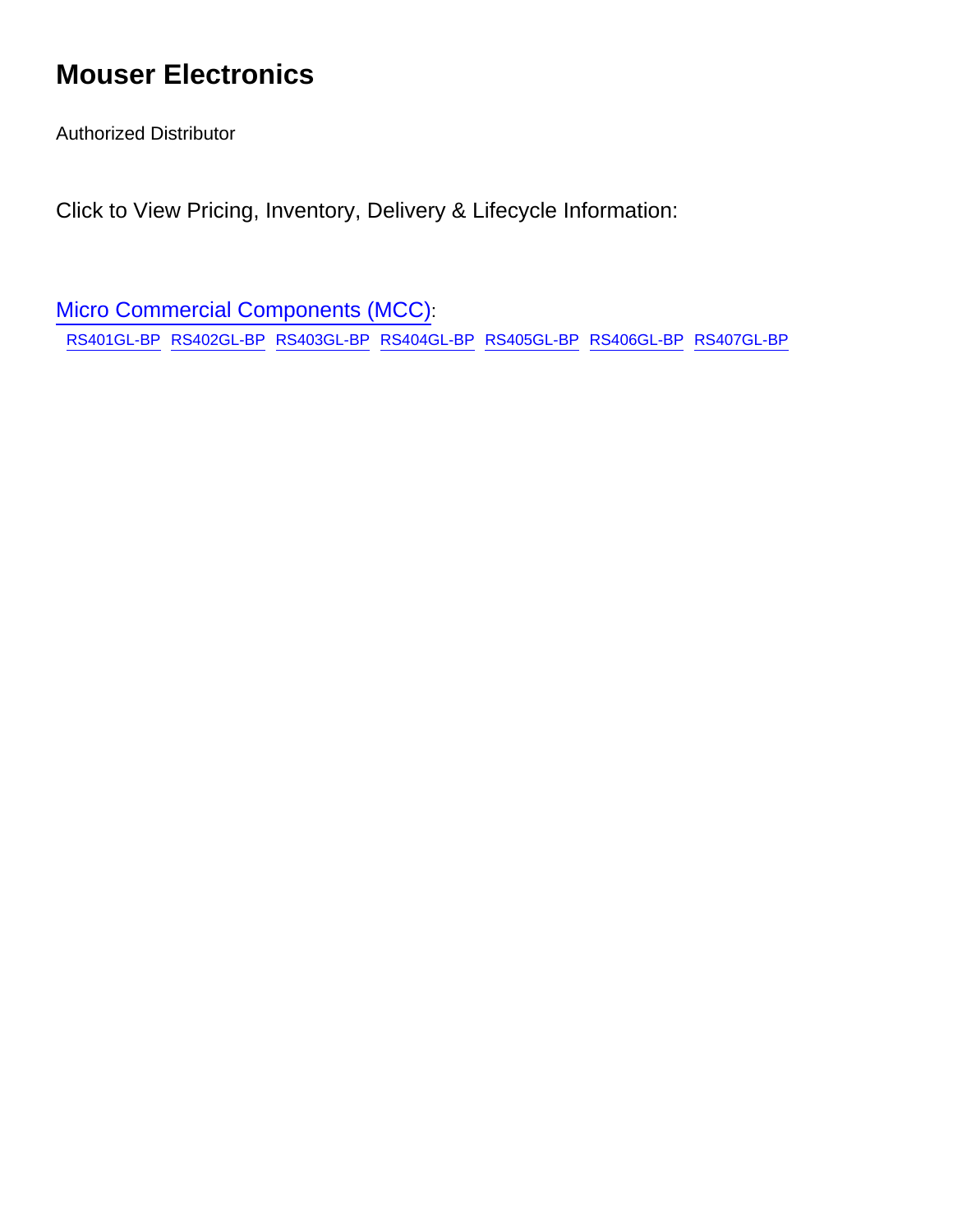# Mouser Electronics

Authorized Distributor

Click to View Pricing, Inventory, Delivery & Lifecycle Information:

Micro Commercial Components (MCC):

RS401GL-BP RS402GL-BP RS403GL-BP RS404GL-BP RS405GL-BP RS406GL-BP RS407GL-BP